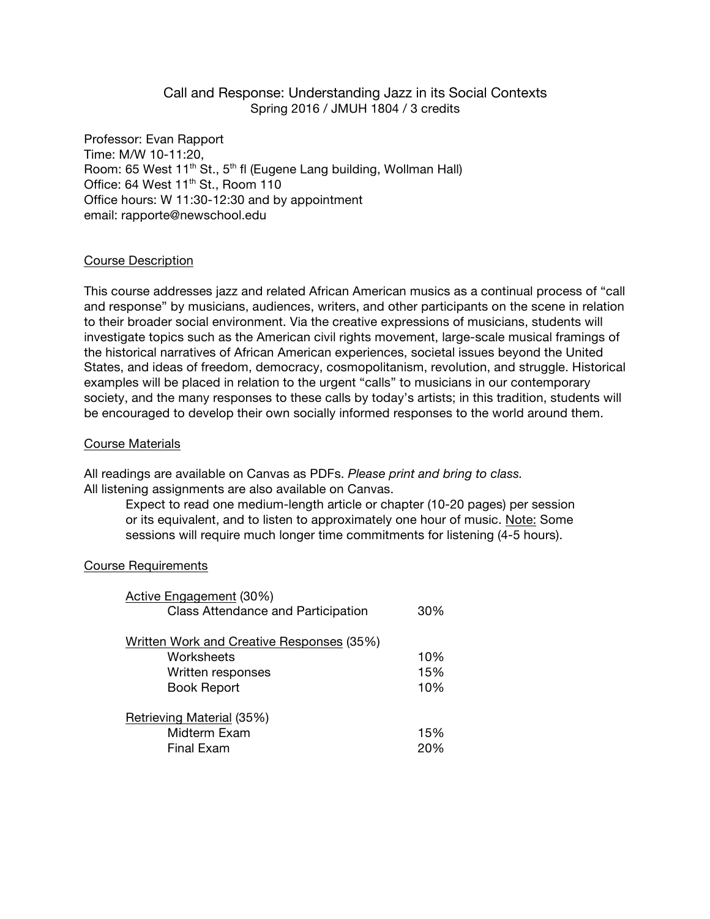# Call and Response: Understanding Jazz in its Social Contexts

Spring 2016 / JMUH 1804 / 3 credits

Professor: Evan Rapport
Time: M/W 10-11:20,
Room: 65 West 11th St., 5th fl (Eugene Lang building, Wollman Hall)
Office: 64 West 11th St., Room 110
Office hours: W 11:30-12:30 and by appointment
email: rapporte@newschool.edu

## Course Description

This course addresses jazz and related African American musics as a continual process of "call and response" by musicians, audiences, writers, and other participants on the scene in relation to their broader social environment. Via the creative expressions of musicians, students will investigate topics such as the American civil rights movement, large-scale musical framings of the historical narratives of African American experiences, societal issues beyond the United States, and ideas of freedom, democracy, cosmopolitanism, revolution, and struggle. Historical examples will be placed in relation to the urgent "calls" to musicians in our contemporary society, and the many responses to these calls by today's artists; in this tradition, students will be encouraged to develop their own socially informed responses to the world around them.

## Course Materials

All readings are available on Canvas as PDFs. *Please print and bring to class.*
All listening assignments are also available on Canvas.

> Expect to read one medium-length article or chapter (10-20 pages) per session or its equivalent, and to listen to approximately one hour of music. Note: Some sessions will require much longer time commitments for listening (4-5 hours).

## Course Requirements

| Category | Weight |
|---|---|
| Active Engagement (30%) | |
| Class Attendance and Participation | 30% |
| Written Work and Creative Responses (35%) | |
| Worksheets | 10% |
| Written responses | 15% |
| Book Report | 10% |
| Retrieving Material (35%) | |
| Midterm Exam | 15% |
| Final Exam | 20% |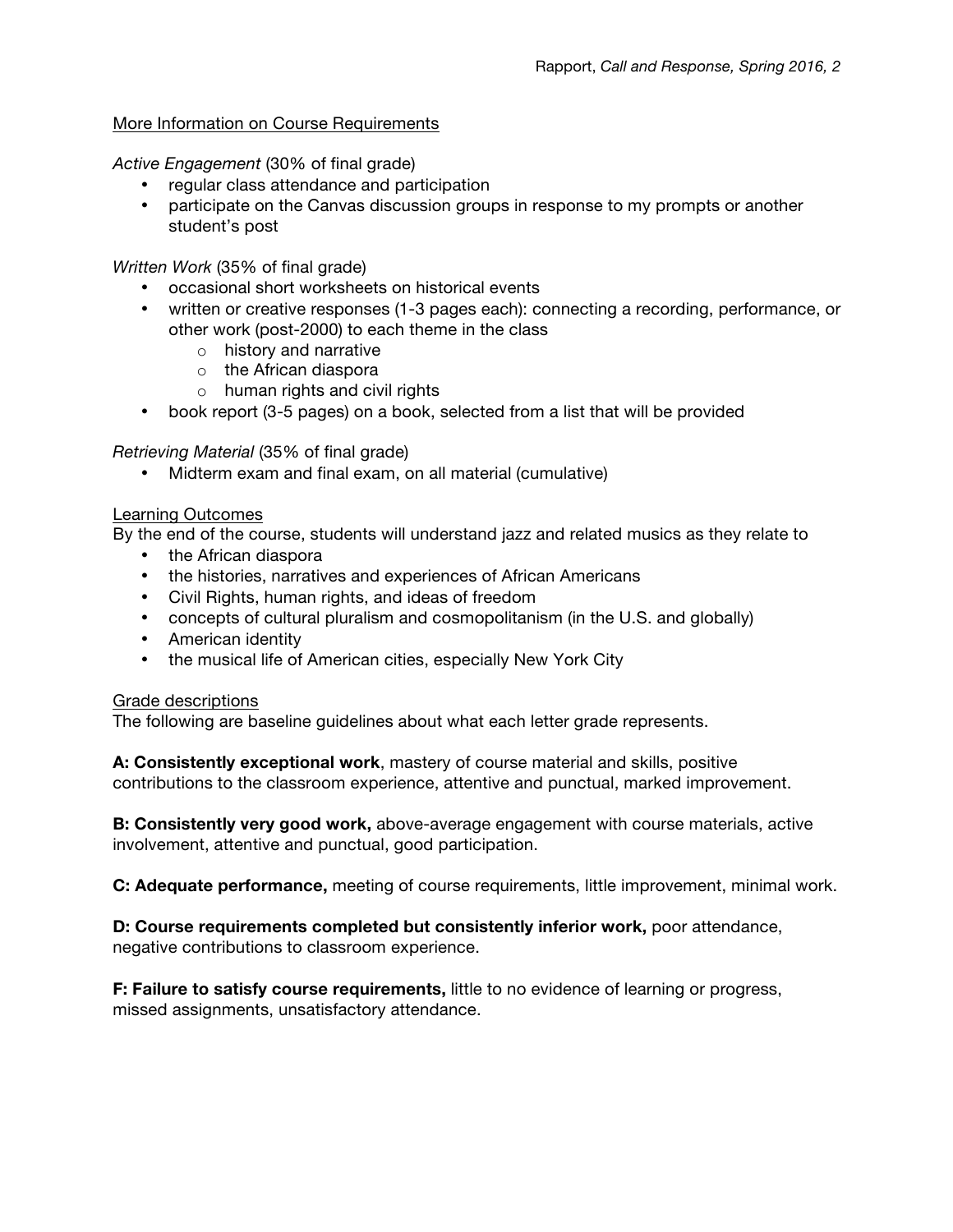## More Information on Course Requirements

*Active Engagement* (30% of final grade)

- regular class attendance and participation
- participate on the Canvas discussion groups in response to my prompts or another student's post

*Written Work* (35% of final grade)

- occasional short worksheets on historical events
- written or creative responses (1-3 pages each): connecting a recording, performance, or other work (post-2000) to each theme in the class
  - history and narrative
  - the African diaspora
  - human rights and civil rights
- book report (3-5 pages) on a book, selected from a list that will be provided

*Retrieving Material* (35% of final grade)

- Midterm exam and final exam, on all material (cumulative)

## Learning Outcomes

By the end of the course, students will understand jazz and related musics as they relate to

- the African diaspora
- the histories, narratives and experiences of African Americans
- Civil Rights, human rights, and ideas of freedom
- concepts of cultural pluralism and cosmopolitanism (in the U.S. and globally)
- American identity
- the musical life of American cities, especially New York City

## Grade descriptions

The following are baseline guidelines about what each letter grade represents.

**A: Consistently exceptional work**, mastery of course material and skills, positive contributions to the classroom experience, attentive and punctual, marked improvement.

**B: Consistently very good work,** above-average engagement with course materials, active involvement, attentive and punctual, good participation.

**C: Adequate performance,** meeting of course requirements, little improvement, minimal work.

**D: Course requirements completed but consistently inferior work,** poor attendance, negative contributions to classroom experience.

**F: Failure to satisfy course requirements,** little to no evidence of learning or progress, missed assignments, unsatisfactory attendance.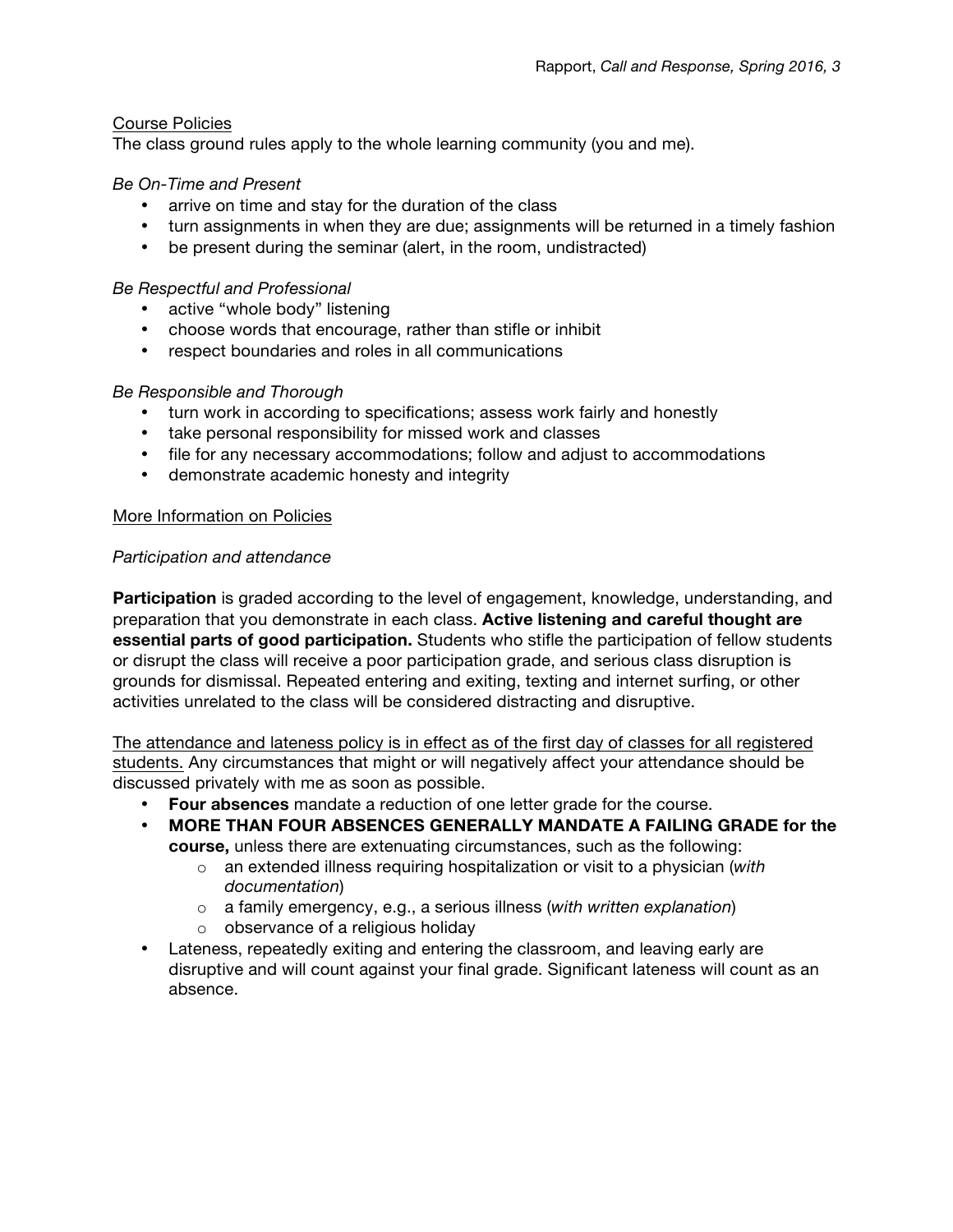<u>Course Policies</u>

The class ground rules apply to the whole learning community (you and me).

*Be On-Time and Present*

- arrive on time and stay for the duration of the class
- turn assignments in when they are due; assignments will be returned in a timely fashion
- be present during the seminar (alert, in the room, undistracted)

*Be Respectful and Professional*

- active "whole body" listening
- choose words that encourage, rather than stifle or inhibit
- respect boundaries and roles in all communications

*Be Responsible and Thorough*

- turn work in according to specifications; assess work fairly and honestly
- take personal responsibility for missed work and classes
- file for any necessary accommodations; follow and adjust to accommodations
- demonstrate academic honesty and integrity

<u>More Information on Policies</u>

*Participation and attendance*

**Participation** is graded according to the level of engagement, knowledge, understanding, and preparation that you demonstrate in each class. **Active listening and careful thought are essential parts of good participation.** Students who stifle the participation of fellow students or disrupt the class will receive a poor participation grade, and serious class disruption is grounds for dismissal. Repeated entering and exiting, texting and internet surfing, or other activities unrelated to the class will be considered distracting and disruptive.

<u>The attendance and lateness policy is in effect as of the first day of classes for all registered students.</u> Any circumstances that might or will negatively affect your attendance should be discussed privately with me as soon as possible.

- **Four absences** mandate a reduction of one letter grade for the course.
- **MORE THAN FOUR ABSENCES GENERALLY MANDATE A FAILING GRADE for the course,** unless there are extenuating circumstances, such as the following:
    - an extended illness requiring hospitalization or visit to a physician (*with documentation*)
    - a family emergency, e.g., a serious illness (*with written explanation*)
    - observance of a religious holiday
- Lateness, repeatedly exiting and entering the classroom, and leaving early are disruptive and will count against your final grade. Significant lateness will count as an absence.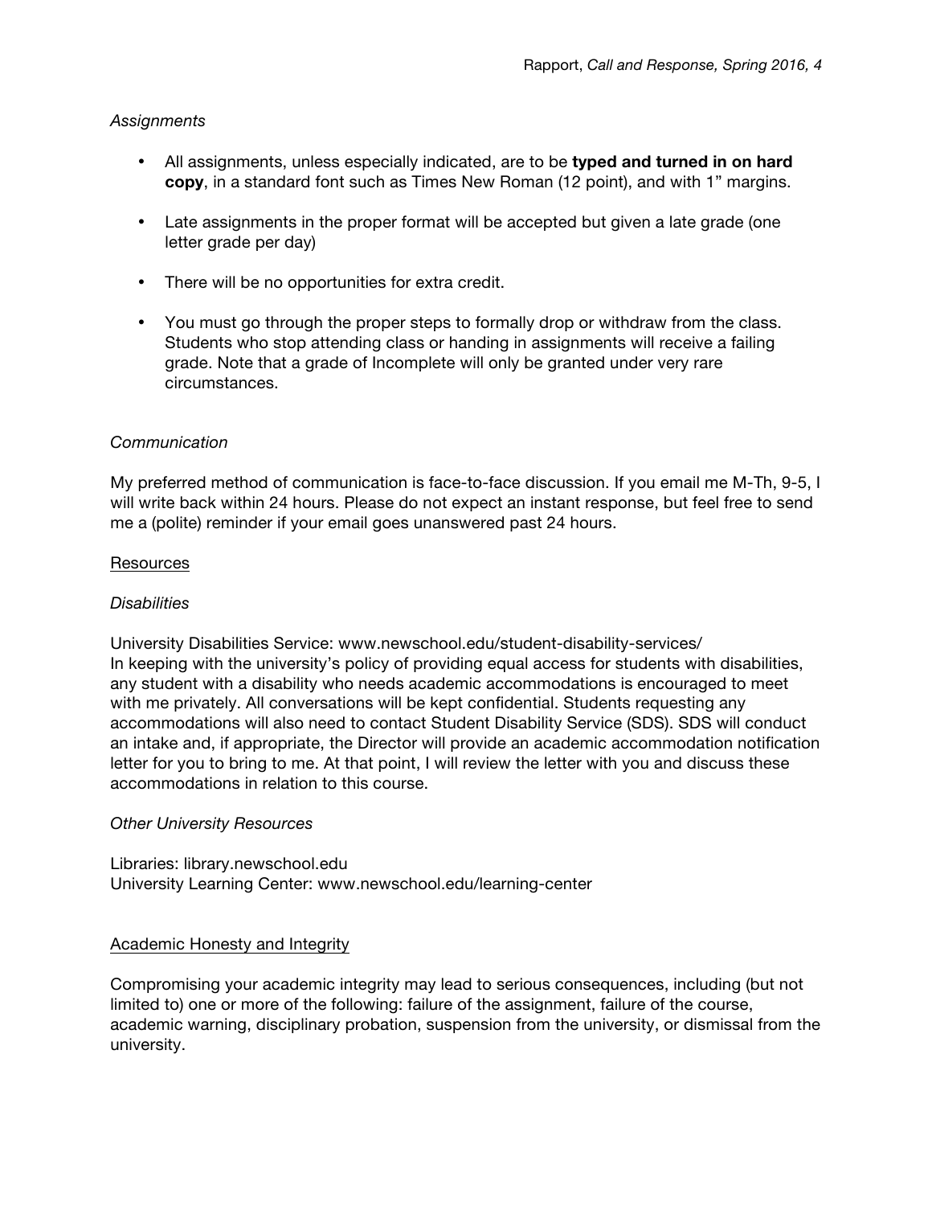*Assignments*

- All assignments, unless especially indicated, are to be **typed and turned in on hard copy**, in a standard font such as Times New Roman (12 point), and with 1" margins.

- Late assignments in the proper format will be accepted but given a late grade (one letter grade per day)

- There will be no opportunities for extra credit.

- You must go through the proper steps to formally drop or withdraw from the class. Students who stop attending class or handing in assignments will receive a failing grade. Note that a grade of Incomplete will only be granted under very rare circumstances.

*Communication*

My preferred method of communication is face-to-face discussion. If you email me M-Th, 9-5, I will write back within 24 hours. Please do not expect an instant response, but feel free to send me a (polite) reminder if your email goes unanswered past 24 hours.

<u>Resources</u>

*Disabilities*

University Disabilities Service: www.newschool.edu/student-disability-services/
In keeping with the university's policy of providing equal access for students with disabilities, any student with a disability who needs academic accommodations is encouraged to meet with me privately. All conversations will be kept confidential. Students requesting any accommodations will also need to contact Student Disability Service (SDS). SDS will conduct an intake and, if appropriate, the Director will provide an academic accommodation notification letter for you to bring to me. At that point, I will review the letter with you and discuss these accommodations in relation to this course.

*Other University Resources*

Libraries: library.newschool.edu
University Learning Center: www.newschool.edu/learning-center

<u>Academic Honesty and Integrity</u>

Compromising your academic integrity may lead to serious consequences, including (but not limited to) one or more of the following: failure of the assignment, failure of the course, academic warning, disciplinary probation, suspension from the university, or dismissal from the university.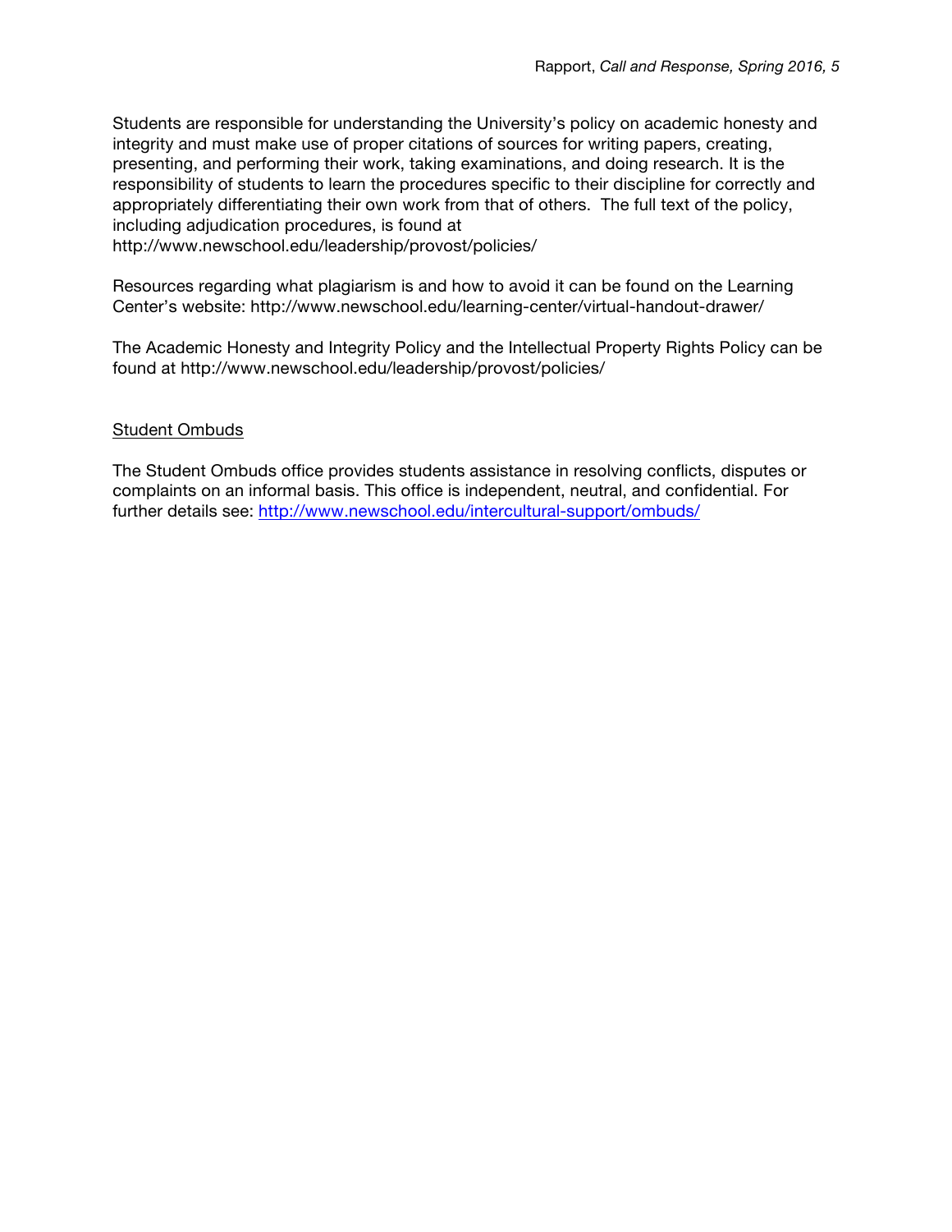Students are responsible for understanding the University's policy on academic honesty and integrity and must make use of proper citations of sources for writing papers, creating, presenting, and performing their work, taking examinations, and doing research. It is the responsibility of students to learn the procedures specific to their discipline for correctly and appropriately differentiating their own work from that of others. The full text of the policy, including adjudication procedures, is found at http://www.newschool.edu/leadership/provost/policies/

Resources regarding what plagiarism is and how to avoid it can be found on the Learning Center's website: http://www.newschool.edu/learning-center/virtual-handout-drawer/

The Academic Honesty and Integrity Policy and the Intellectual Property Rights Policy can be found at http://www.newschool.edu/leadership/provost/policies/

Student Ombuds

The Student Ombuds office provides students assistance in resolving conflicts, disputes or complaints on an informal basis. This office is independent, neutral, and confidential. For further details see: [http://www.newschool.edu/intercultural-support/ombuds/](http://www.newschool.edu/intercultural-support/ombuds/)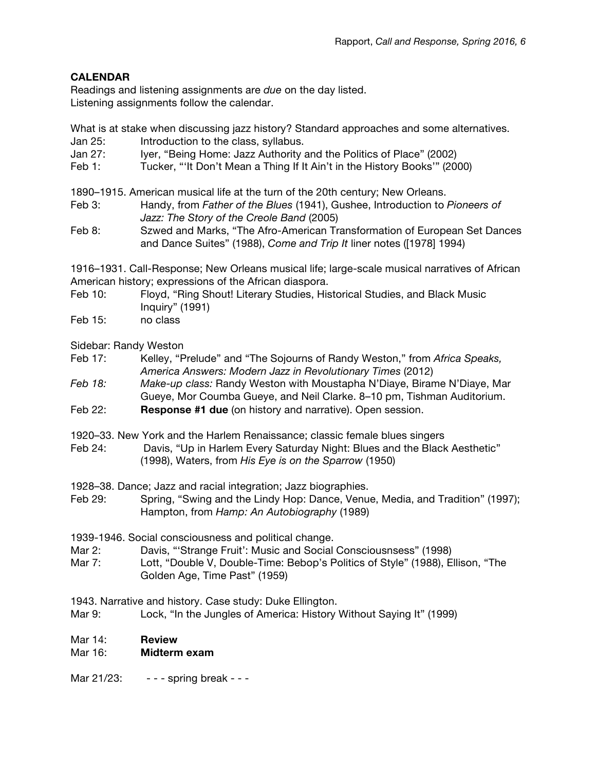**CALENDAR**

Readings and listening assignments are *due* on the day listed.
Listening assignments follow the calendar.

What is at stake when discussing jazz history? Standard approaches and some alternatives.

Jan 25: Introduction to the class, syllabus.
Jan 27: Iyer, "Being Home: Jazz Authority and the Politics of Place" (2002)
Feb 1: Tucker, "'It Don't Mean a Thing If It Ain't in the History Books'" (2000)

1890–1915. American musical life at the turn of the 20th century; New Orleans.

Feb 3: Handy, from *Father of the Blues* (1941), Gushee, Introduction to *Pioneers of Jazz: The Story of the Creole Band* (2005)
Feb 8: Szwed and Marks, "The Afro-American Transformation of European Set Dances and Dance Suites" (1988), *Come and Trip It* liner notes ([1978] 1994)

1916–1931. Call-Response; New Orleans musical life; large-scale musical narratives of African American history; expressions of the African diaspora.

Feb 10: Floyd, "Ring Shout! Literary Studies, Historical Studies, and Black Music Inquiry" (1991)
Feb 15: no class

Sidebar: Randy Weston

Feb 17: Kelley, "Prelude" and "The Sojourns of Randy Weston," from *Africa Speaks, America Answers: Modern Jazz in Revolutionary Times* (2012)
*Feb 18:* *Make-up class:* Randy Weston with Moustapha N'Diaye, Birame N'Diaye, Mar Gueye, Mor Coumba Gueye, and Neil Clarke. 8–10 pm, Tishman Auditorium.
Feb 22: **Response #1 due** (on history and narrative). Open session.

1920–33. New York and the Harlem Renaissance; classic female blues singers

Feb 24: Davis, "Up in Harlem Every Saturday Night: Blues and the Black Aesthetic" (1998), Waters, from *His Eye is on the Sparrow* (1950)

1928–38. Dance; Jazz and racial integration; Jazz biographies.

Feb 29: Spring, "Swing and the Lindy Hop: Dance, Venue, Media, and Tradition" (1997); Hampton, from *Hamp: An Autobiography* (1989)

1939-1946. Social consciousness and political change.

Mar 2: Davis, "'Strange Fruit': Music and Social Consciousnsess" (1998)
Mar 7: Lott, "Double V, Double-Time: Bebop's Politics of Style" (1988), Ellison, "The Golden Age, Time Past" (1959)

1943. Narrative and history. Case study: Duke Ellington.

Mar 9: Lock, "In the Jungles of America: History Without Saying It" (1999)

Mar 14: **Review**
Mar 16: **Midterm exam**

Mar 21/23: - - - spring break - - -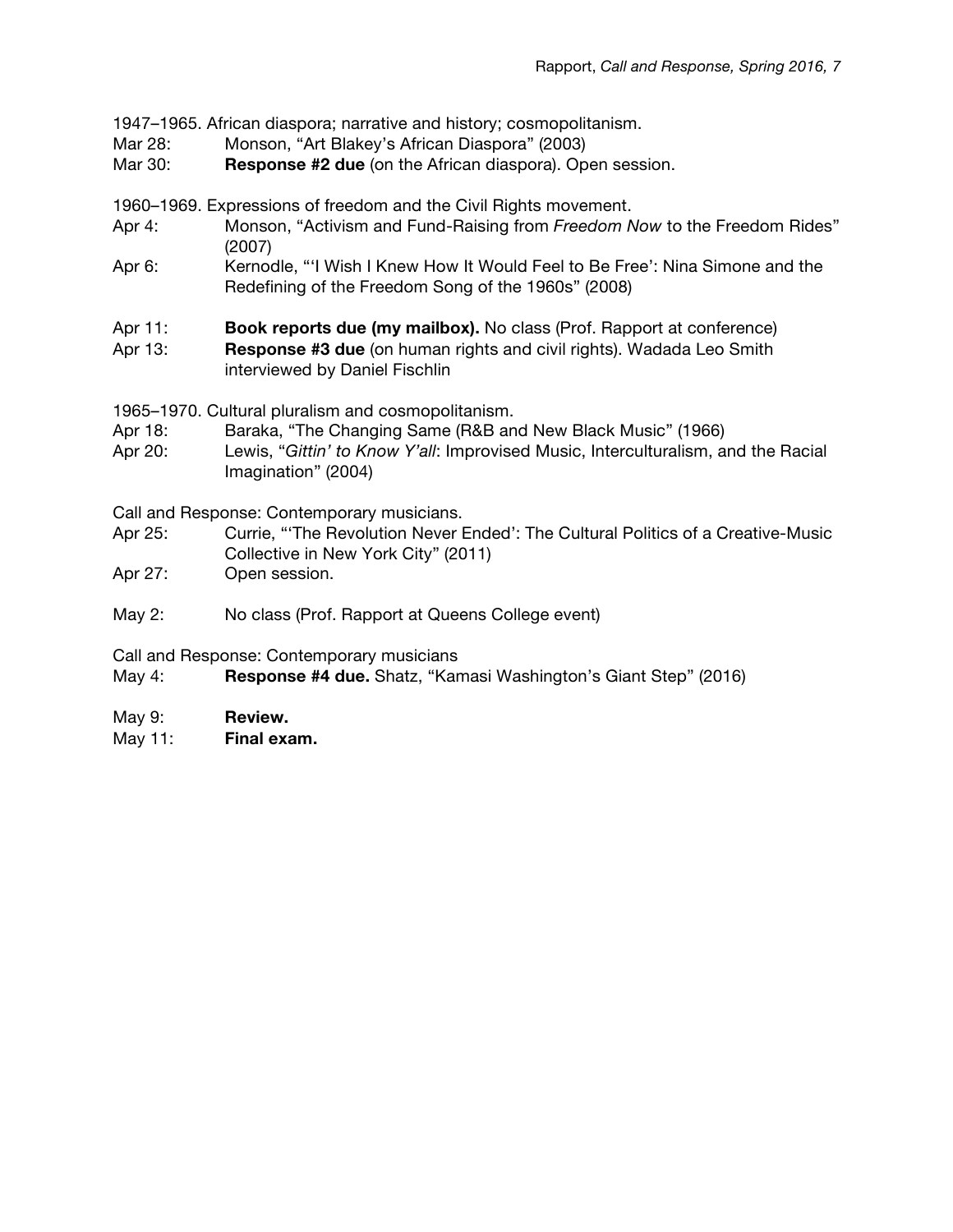1947–1965. African diaspora; narrative and history; cosmopolitanism.

Mar 28: Monson, "Art Blakey's African Diaspora" (2003)

Mar 30: **Response #2 due** (on the African diaspora). Open session.

1960–1969. Expressions of freedom and the Civil Rights movement.

Apr 4: Monson, "Activism and Fund-Raising from *Freedom Now* to the Freedom Rides" (2007)

Apr 6: Kernodle, "'I Wish I Knew How It Would Feel to Be Free': Nina Simone and the Redefining of the Freedom Song of the 1960s" (2008)

Apr 11: **Book reports due (my mailbox).** No class (Prof. Rapport at conference)

Apr 13: **Response #3 due** (on human rights and civil rights). Wadada Leo Smith interviewed by Daniel Fischlin

1965–1970. Cultural pluralism and cosmopolitanism.

Apr 18: Baraka, "The Changing Same (R&B and New Black Music" (1966)

Apr 20: Lewis, "*Gittin' to Know Y'all*: Improvised Music, Interculturalism, and the Racial Imagination" (2004)

Call and Response: Contemporary musicians.

Apr 25: Currie, "'The Revolution Never Ended': The Cultural Politics of a Creative-Music Collective in New York City" (2011)

Apr 27: Open session.

May 2: No class (Prof. Rapport at Queens College event)

Call and Response: Contemporary musicians

May 4: **Response #4 due.** Shatz, "Kamasi Washington's Giant Step" (2016)

May 9: **Review.**

May 11: **Final exam.**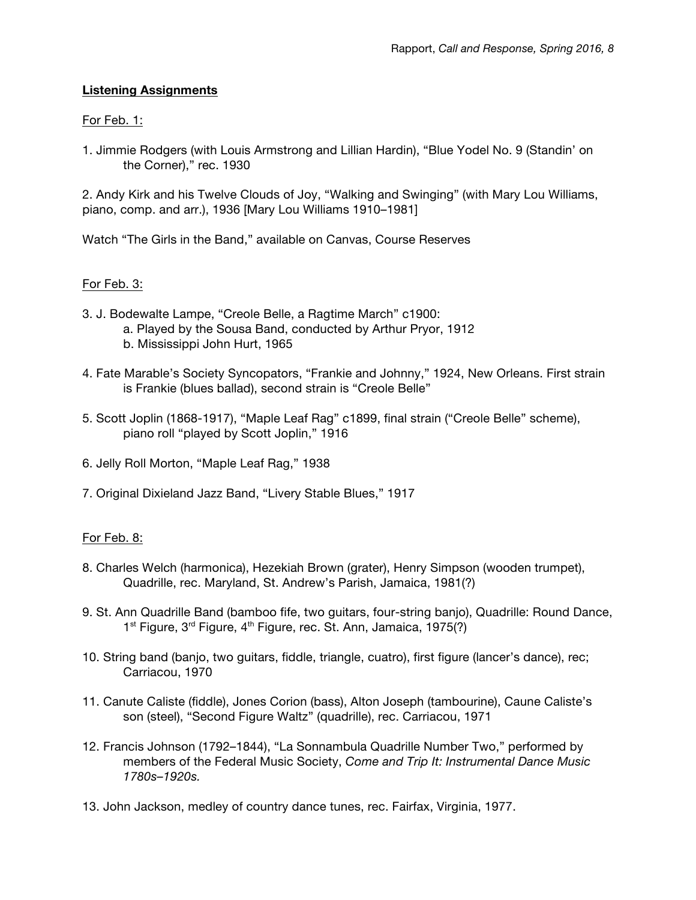## **Listening Assignments**

For Feb. 1:

1. Jimmie Rodgers (with Louis Armstrong and Lillian Hardin), "Blue Yodel No. 9 (Standin' on the Corner)," rec. 1930

2. Andy Kirk and his Twelve Clouds of Joy, "Walking and Swinging" (with Mary Lou Williams, piano, comp. and arr.), 1936 [Mary Lou Williams 1910–1981]

Watch "The Girls in the Band," available on Canvas, Course Reserves

For Feb. 3:

3. J. Bodewalte Lampe, "Creole Belle, a Ragtime March" c1900:
   a. Played by the Sousa Band, conducted by Arthur Pryor, 1912
   b. Mississippi John Hurt, 1965

4. Fate Marable's Society Syncopators, "Frankie and Johnny," 1924, New Orleans. First strain is Frankie (blues ballad), second strain is "Creole Belle"

5. Scott Joplin (1868-1917), "Maple Leaf Rag" c1899, final strain ("Creole Belle" scheme), piano roll "played by Scott Joplin," 1916

6. Jelly Roll Morton, "Maple Leaf Rag," 1938

7. Original Dixieland Jazz Band, "Livery Stable Blues," 1917

For Feb. 8:

8. Charles Welch (harmonica), Hezekiah Brown (grater), Henry Simpson (wooden trumpet), Quadrille, rec. Maryland, St. Andrew's Parish, Jamaica, 1981(?)

9. St. Ann Quadrille Band (bamboo fife, two guitars, four-string banjo), Quadrille: Round Dance, 1st Figure, 3rd Figure, 4th Figure, rec. St. Ann, Jamaica, 1975(?)

10. String band (banjo, two guitars, fiddle, triangle, cuatro), first figure (lancer's dance), rec; Carriacou, 1970

11. Canute Caliste (fiddle), Jones Corion (bass), Alton Joseph (tambourine), Caune Caliste's son (steel), "Second Figure Waltz" (quadrille), rec. Carriacou, 1971

12. Francis Johnson (1792–1844), "La Sonnambula Quadrille Number Two," performed by members of the Federal Music Society, *Come and Trip It: Instrumental Dance Music 1780s–1920s.*

13. John Jackson, medley of country dance tunes, rec. Fairfax, Virginia, 1977.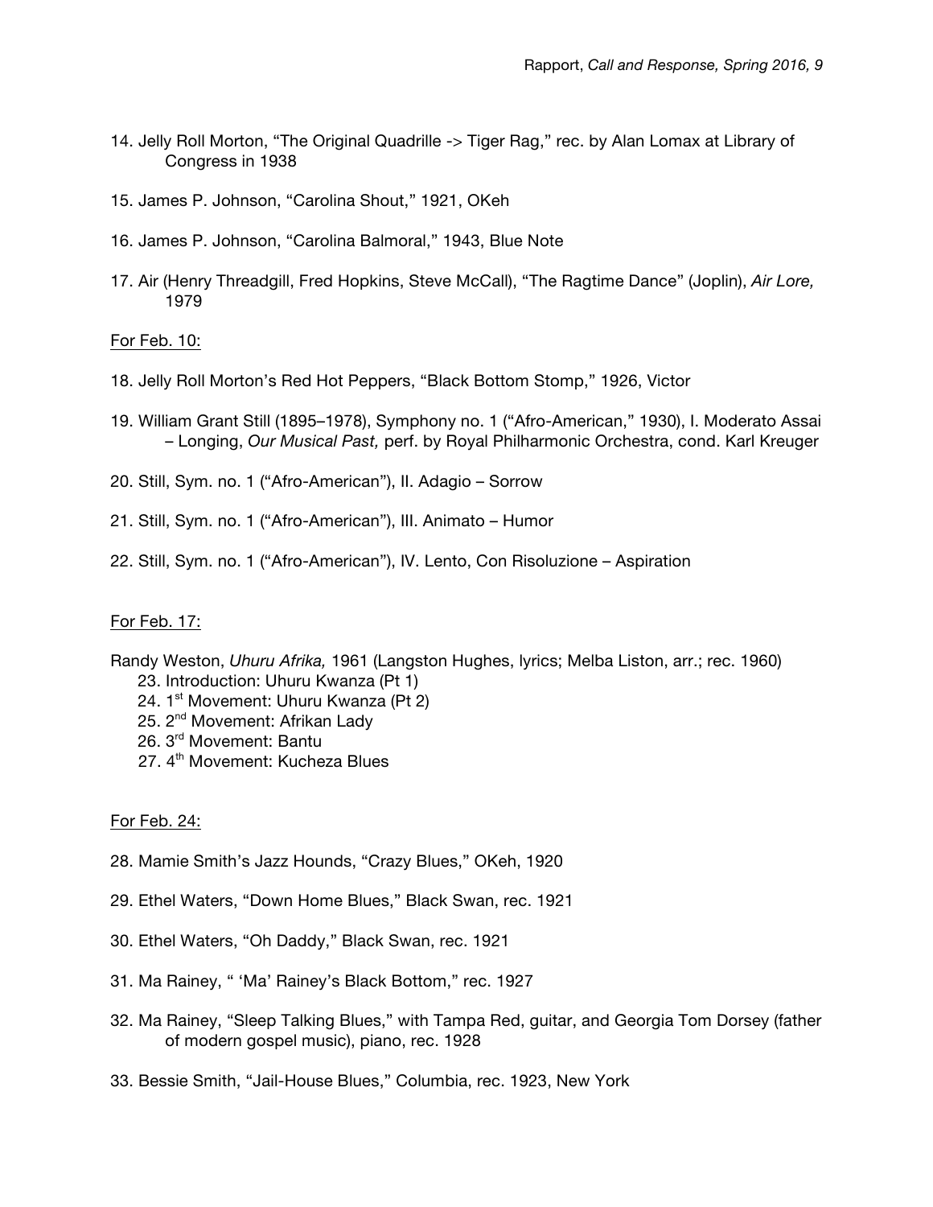14. Jelly Roll Morton, "The Original Quadrille -> Tiger Rag," rec. by Alan Lomax at Library of Congress in 1938

15. James P. Johnson, "Carolina Shout," 1921, OKeh

16. James P. Johnson, "Carolina Balmoral," 1943, Blue Note

17. Air (Henry Threadgill, Fred Hopkins, Steve McCall), "The Ragtime Dance" (Joplin), *Air Lore,* 1979

For Feb. 10:

18. Jelly Roll Morton's Red Hot Peppers, "Black Bottom Stomp," 1926, Victor

19. William Grant Still (1895–1978), Symphony no. 1 ("Afro-American," 1930), I. Moderato Assai – Longing, *Our Musical Past,* perf. by Royal Philharmonic Orchestra, cond. Karl Kreuger

20. Still, Sym. no. 1 ("Afro-American"), II. Adagio – Sorrow

21. Still, Sym. no. 1 ("Afro-American"), III. Animato – Humor

22. Still, Sym. no. 1 ("Afro-American"), IV. Lento, Con Risoluzione – Aspiration

For Feb. 17:

Randy Weston, *Uhuru Afrika,* 1961 (Langston Hughes, lyrics; Melba Liston, arr.; rec. 1960)

23. Introduction: Uhuru Kwanza (Pt 1)
24. 1st Movement: Uhuru Kwanza (Pt 2)
25. 2nd Movement: Afrikan Lady
26. 3rd Movement: Bantu
27. 4th Movement: Kucheza Blues

For Feb. 24:

28. Mamie Smith's Jazz Hounds, "Crazy Blues," OKeh, 1920

29. Ethel Waters, "Down Home Blues," Black Swan, rec. 1921

30. Ethel Waters, "Oh Daddy," Black Swan, rec. 1921

31. Ma Rainey, " 'Ma' Rainey's Black Bottom," rec. 1927

32. Ma Rainey, "Sleep Talking Blues," with Tampa Red, guitar, and Georgia Tom Dorsey (father of modern gospel music), piano, rec. 1928

33. Bessie Smith, "Jail-House Blues," Columbia, rec. 1923, New York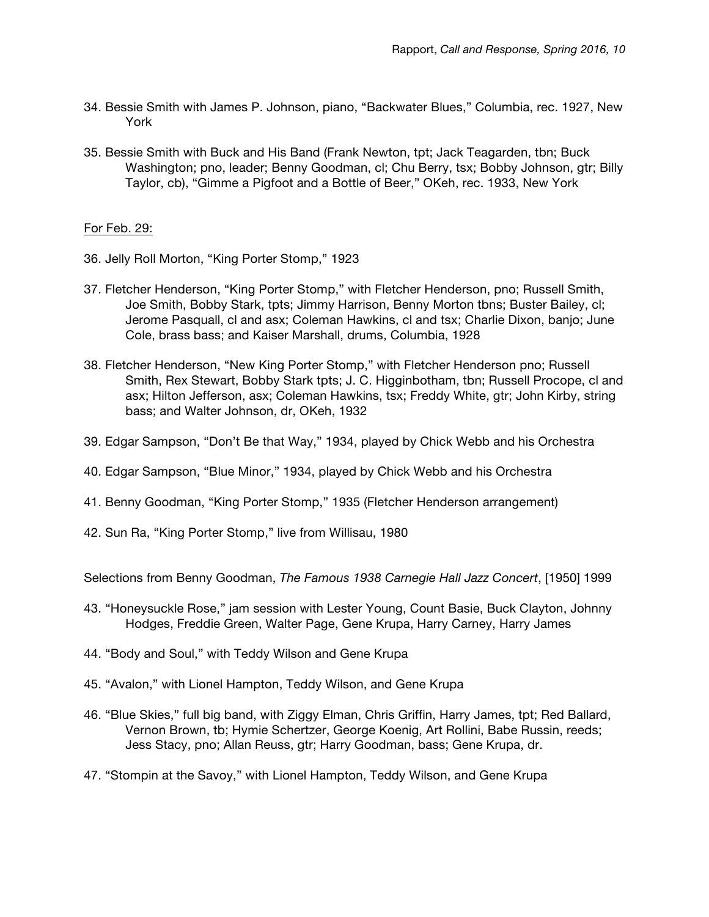34. Bessie Smith with James P. Johnson, piano, "Backwater Blues," Columbia, rec. 1927, New York

35. Bessie Smith with Buck and His Band (Frank Newton, tpt; Jack Teagarden, tbn; Buck Washington; pno, leader; Benny Goodman, cl; Chu Berry, tsx; Bobby Johnson, gtr; Billy Taylor, cb), "Gimme a Pigfoot and a Bottle of Beer," OKeh, rec. 1933, New York

For Feb. 29:

36. Jelly Roll Morton, "King Porter Stomp," 1923

37. Fletcher Henderson, "King Porter Stomp," with Fletcher Henderson, pno; Russell Smith, Joe Smith, Bobby Stark, tpts; Jimmy Harrison, Benny Morton tbns; Buster Bailey, cl; Jerome Pasquall, cl and asx; Coleman Hawkins, cl and tsx; Charlie Dixon, banjo; June Cole, brass bass; and Kaiser Marshall, drums, Columbia, 1928

38. Fletcher Henderson, "New King Porter Stomp," with Fletcher Henderson pno; Russell Smith, Rex Stewart, Bobby Stark tpts; J. C. Higginbotham, tbn; Russell Procope, cl and asx; Hilton Jefferson, asx; Coleman Hawkins, tsx; Freddy White, gtr; John Kirby, string bass; and Walter Johnson, dr, OKeh, 1932

39. Edgar Sampson, "Don't Be that Way," 1934, played by Chick Webb and his Orchestra

40. Edgar Sampson, "Blue Minor," 1934, played by Chick Webb and his Orchestra

41. Benny Goodman, "King Porter Stomp," 1935 (Fletcher Henderson arrangement)

42. Sun Ra, "King Porter Stomp," live from Willisau, 1980

Selections from Benny Goodman, *The Famous 1938 Carnegie Hall Jazz Concert*, [1950] 1999

43. "Honeysuckle Rose," jam session with Lester Young, Count Basie, Buck Clayton, Johnny Hodges, Freddie Green, Walter Page, Gene Krupa, Harry Carney, Harry James

44. "Body and Soul," with Teddy Wilson and Gene Krupa

45. "Avalon," with Lionel Hampton, Teddy Wilson, and Gene Krupa

46. "Blue Skies," full big band, with Ziggy Elman, Chris Griffin, Harry James, tpt; Red Ballard, Vernon Brown, tb; Hymie Schertzer, George Koenig, Art Rollini, Babe Russin, reeds; Jess Stacy, pno; Allan Reuss, gtr; Harry Goodman, bass; Gene Krupa, dr.

47. "Stompin at the Savoy," with Lionel Hampton, Teddy Wilson, and Gene Krupa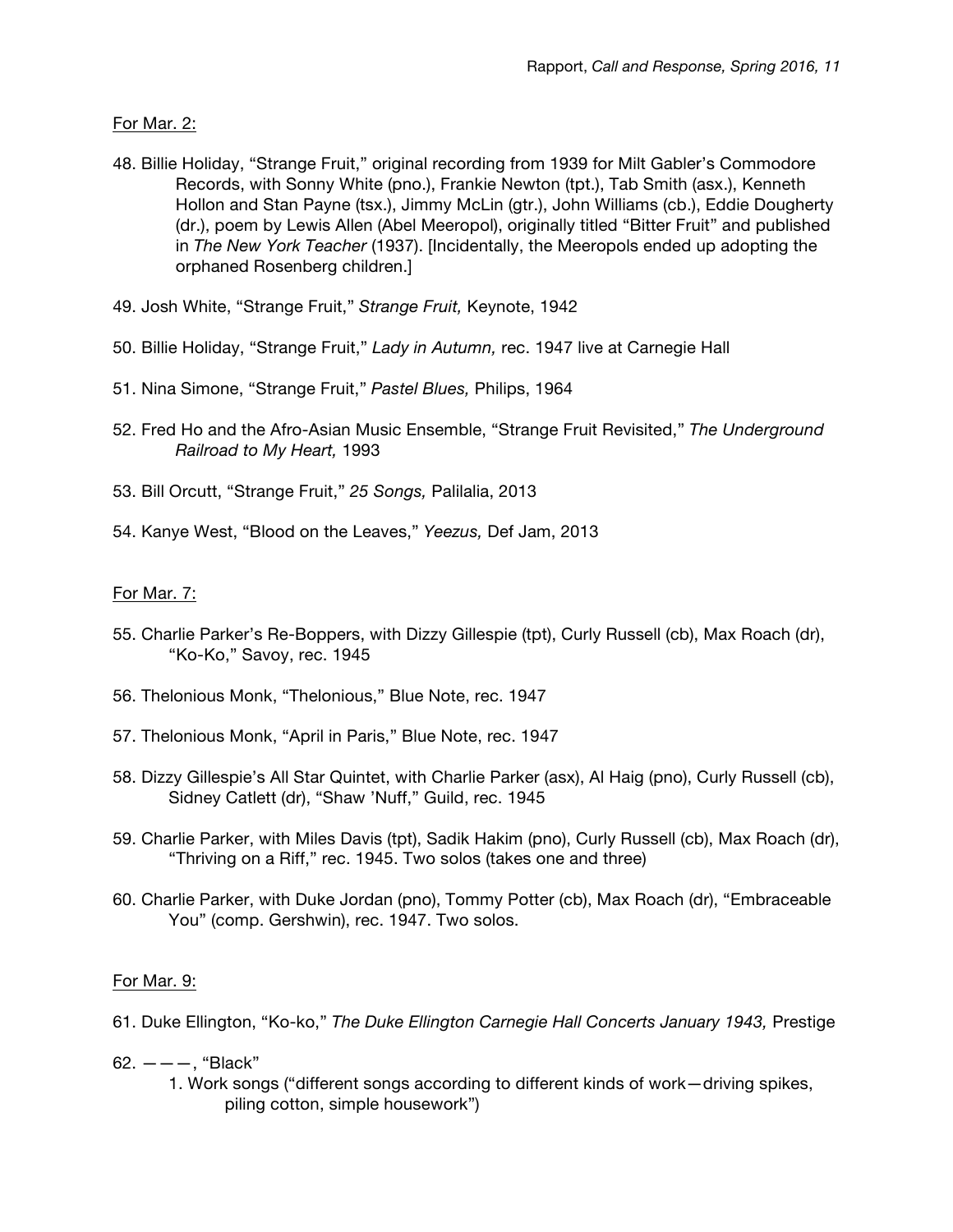For Mar. 2:

48. Billie Holiday, "Strange Fruit," original recording from 1939 for Milt Gabler's Commodore Records, with Sonny White (pno.), Frankie Newton (tpt.), Tab Smith (asx.), Kenneth Hollon and Stan Payne (tsx.), Jimmy McLin (gtr.), John Williams (cb.), Eddie Dougherty (dr.), poem by Lewis Allen (Abel Meeropol), originally titled "Bitter Fruit" and published in *The New York Teacher* (1937). [Incidentally, the Meeropols ended up adopting the orphaned Rosenberg children.]

49. Josh White, "Strange Fruit," *Strange Fruit,* Keynote, 1942

50. Billie Holiday, "Strange Fruit," *Lady in Autumn,* rec. 1947 live at Carnegie Hall

51. Nina Simone, "Strange Fruit," *Pastel Blues,* Philips, 1964

52. Fred Ho and the Afro-Asian Music Ensemble, "Strange Fruit Revisited," *The Underground Railroad to My Heart,* 1993

53. Bill Orcutt, "Strange Fruit," *25 Songs,* Palilalia, 2013

54. Kanye West, "Blood on the Leaves," *Yeezus,* Def Jam, 2013

For Mar. 7:

55. Charlie Parker's Re-Boppers, with Dizzy Gillespie (tpt), Curly Russell (cb), Max Roach (dr), "Ko-Ko," Savoy, rec. 1945

56. Thelonious Monk, "Thelonious," Blue Note, rec. 1947

57. Thelonious Monk, "April in Paris," Blue Note, rec. 1947

58. Dizzy Gillespie's All Star Quintet, with Charlie Parker (asx), Al Haig (pno), Curly Russell (cb), Sidney Catlett (dr), "Shaw 'Nuff," Guild, rec. 1945

59. Charlie Parker, with Miles Davis (tpt), Sadik Hakim (pno), Curly Russell (cb), Max Roach (dr), "Thriving on a Riff," rec. 1945. Two solos (takes one and three)

60. Charlie Parker, with Duke Jordan (pno), Tommy Potter (cb), Max Roach (dr), "Embraceable You" (comp. Gershwin), rec. 1947. Two solos.

For Mar. 9:

61. Duke Ellington, "Ko-ko," *The Duke Ellington Carnegie Hall Concerts January 1943,* Prestige

62. ———, "Black"
    1. Work songs ("different songs according to different kinds of work—driving spikes, piling cotton, simple housework")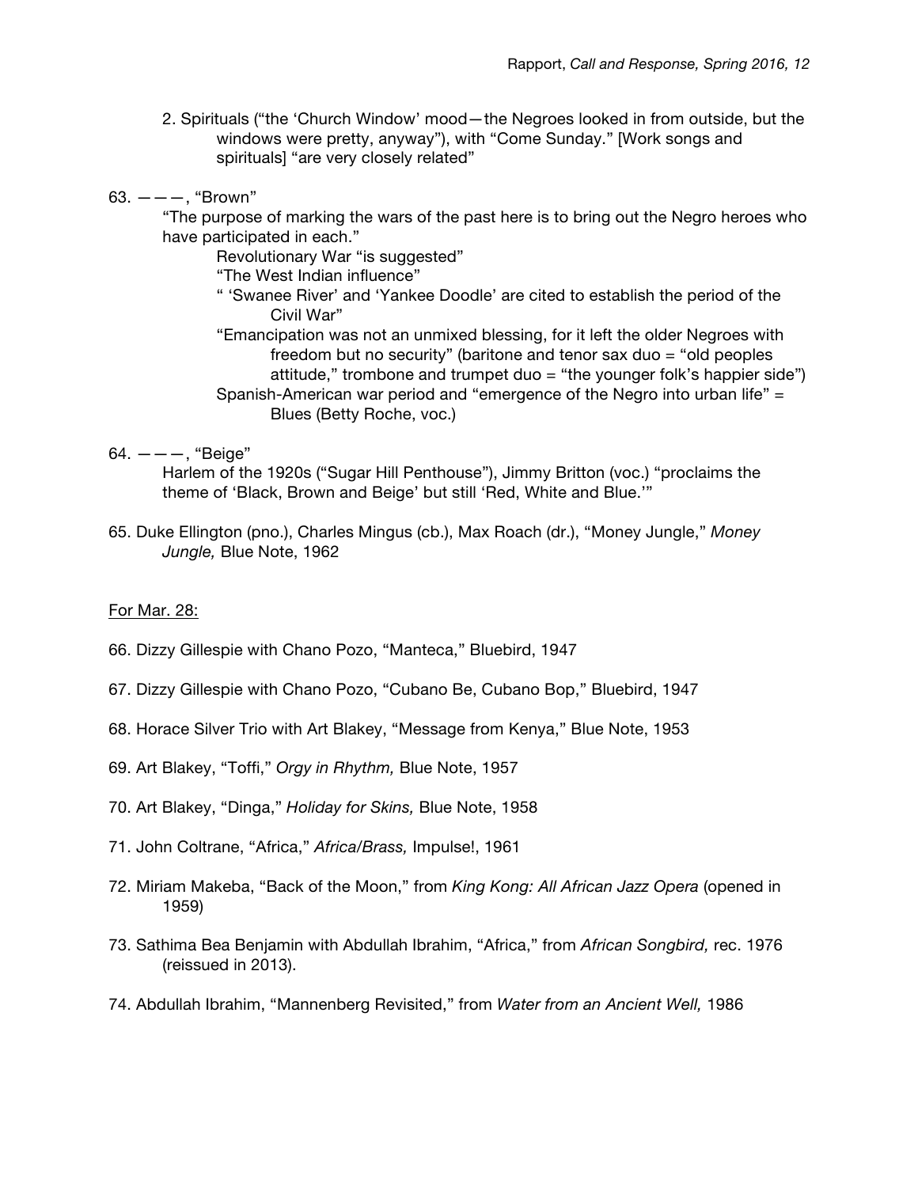2. Spirituals ("the 'Church Window' mood—the Negroes looked in from outside, but the windows were pretty, anyway"), with "Come Sunday." [Work songs and spirituals] "are very closely related"

63. ———, "Brown"

"The purpose of marking the wars of the past here is to bring out the Negro heroes who have participated in each."

Revolutionary War "is suggested"

"The West Indian influence"

" 'Swanee River' and 'Yankee Doodle' are cited to establish the period of the Civil War"

"Emancipation was not an unmixed blessing, for it left the older Negroes with freedom but no security" (baritone and tenor sax duo = "old peoples attitude," trombone and trumpet duo = "the younger folk's happier side")

Spanish-American war period and "emergence of the Negro into urban life" = Blues (Betty Roche, voc.)

64. ———, "Beige"

Harlem of the 1920s ("Sugar Hill Penthouse"), Jimmy Britton (voc.) "proclaims the theme of 'Black, Brown and Beige' but still 'Red, White and Blue.'"

65. Duke Ellington (pno.), Charles Mingus (cb.), Max Roach (dr.), "Money Jungle," *Money Jungle,* Blue Note, 1962

For Mar. 28:

66. Dizzy Gillespie with Chano Pozo, "Manteca," Bluebird, 1947

67. Dizzy Gillespie with Chano Pozo, "Cubano Be, Cubano Bop," Bluebird, 1947

68. Horace Silver Trio with Art Blakey, "Message from Kenya," Blue Note, 1953

69. Art Blakey, "Toffi," *Orgy in Rhythm,* Blue Note, 1957

70. Art Blakey, "Dinga," *Holiday for Skins,* Blue Note, 1958

71. John Coltrane, "Africa," *Africa/Brass,* Impulse!, 1961

72. Miriam Makeba, "Back of the Moon," from *King Kong: All African Jazz Opera* (opened in 1959)

73. Sathima Bea Benjamin with Abdullah Ibrahim, "Africa," from *African Songbird,* rec. 1976 (reissued in 2013).

74. Abdullah Ibrahim, "Mannenberg Revisited," from *Water from an Ancient Well,* 1986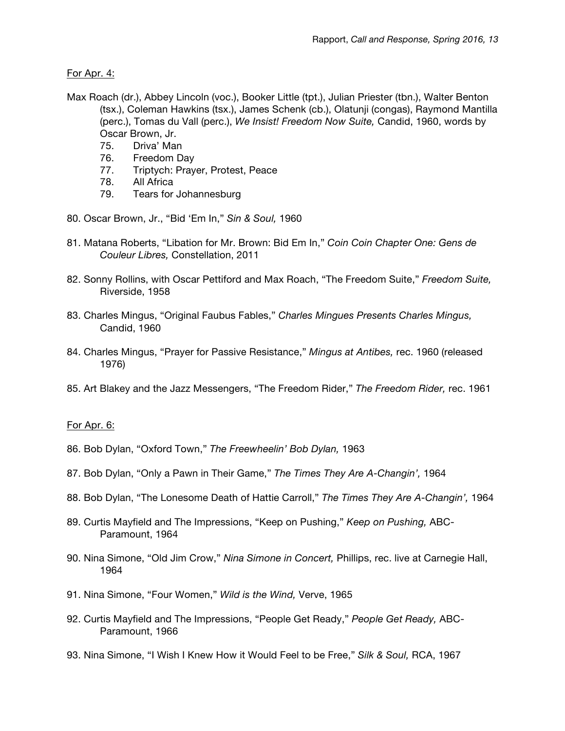For Apr. 4:

Max Roach (dr.), Abbey Lincoln (voc.), Booker Little (tpt.), Julian Priester (tbn.), Walter Benton (tsx.), Coleman Hawkins (tsx.), James Schenk (cb.), Olatunji (congas), Raymond Mantilla (perc.), Tomas du Vall (perc.), *We Insist! Freedom Now Suite,* Candid, 1960, words by Oscar Brown, Jr.

75. Driva' Man
76. Freedom Day
77. Triptych: Prayer, Protest, Peace
78. All Africa
79. Tears for Johannesburg

80. Oscar Brown, Jr., "Bid 'Em In," *Sin & Soul,* 1960

81. Matana Roberts, "Libation for Mr. Brown: Bid Em In," *Coin Coin Chapter One: Gens de Couleur Libres,* Constellation, 2011

82. Sonny Rollins, with Oscar Pettiford and Max Roach, "The Freedom Suite," *Freedom Suite,* Riverside, 1958

83. Charles Mingus, "Original Faubus Fables," *Charles Mingues Presents Charles Mingus,* Candid, 1960

84. Charles Mingus, "Prayer for Passive Resistance," *Mingus at Antibes,* rec. 1960 (released 1976)

85. Art Blakey and the Jazz Messengers, "The Freedom Rider," *The Freedom Rider,* rec. 1961

For Apr. 6:

86. Bob Dylan, "Oxford Town," *The Freewheelin' Bob Dylan,* 1963

87. Bob Dylan, "Only a Pawn in Their Game," *The Times They Are A-Changin',* 1964

88. Bob Dylan, "The Lonesome Death of Hattie Carroll," *The Times They Are A-Changin',* 1964

89. Curtis Mayfield and The Impressions, "Keep on Pushing," *Keep on Pushing,* ABC-Paramount, 1964

90. Nina Simone, "Old Jim Crow," *Nina Simone in Concert,* Phillips, rec. live at Carnegie Hall, 1964

91. Nina Simone, "Four Women," *Wild is the Wind,* Verve, 1965

92. Curtis Mayfield and The Impressions, "People Get Ready," *People Get Ready,* ABC-Paramount, 1966

93. Nina Simone, "I Wish I Knew How it Would Feel to be Free," *Silk & Soul,* RCA, 1967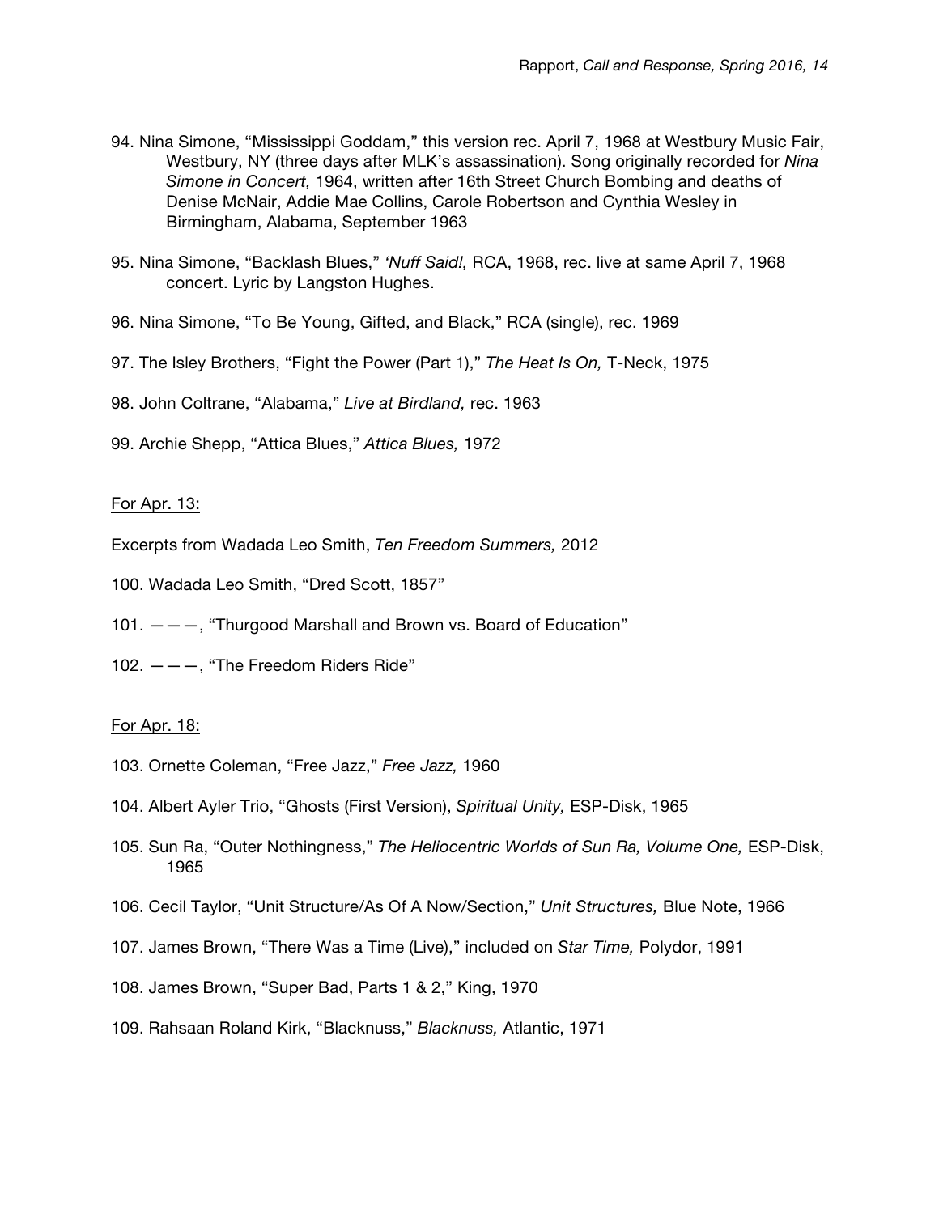94. Nina Simone, "Mississippi Goddam," this version rec. April 7, 1968 at Westbury Music Fair, Westbury, NY (three days after MLK's assassination). Song originally recorded for *Nina Simone in Concert,* 1964, written after 16th Street Church Bombing and deaths of Denise McNair, Addie Mae Collins, Carole Robertson and Cynthia Wesley in Birmingham, Alabama, September 1963

95. Nina Simone, "Backlash Blues," *'Nuff Said!,* RCA, 1968, rec. live at same April 7, 1968 concert. Lyric by Langston Hughes.

96. Nina Simone, "To Be Young, Gifted, and Black," RCA (single), rec. 1969

97. The Isley Brothers, "Fight the Power (Part 1)," *The Heat Is On,* T-Neck, 1975

98. John Coltrane, "Alabama," *Live at Birdland,* rec. 1963

99. Archie Shepp, "Attica Blues," *Attica Blues,* 1972

<u>For Apr. 13:</u>

Excerpts from Wadada Leo Smith, *Ten Freedom Summers,* 2012

100. Wadada Leo Smith, "Dred Scott, 1857"

101. ———, "Thurgood Marshall and Brown vs. Board of Education"

102. ———, "The Freedom Riders Ride"

<u>For Apr. 18:</u>

103. Ornette Coleman, "Free Jazz," *Free Jazz,* 1960

104. Albert Ayler Trio, "Ghosts (First Version), *Spiritual Unity,* ESP-Disk, 1965

105. Sun Ra, "Outer Nothingness," *The Heliocentric Worlds of Sun Ra, Volume One,* ESP-Disk, 1965

106. Cecil Taylor, "Unit Structure/As Of A Now/Section," *Unit Structures,* Blue Note, 1966

107. James Brown, "There Was a Time (Live)," included on *Star Time,* Polydor, 1991

108. James Brown, "Super Bad, Parts 1 & 2," King, 1970

109. Rahsaan Roland Kirk, "Blacknuss," *Blacknuss,* Atlantic, 1971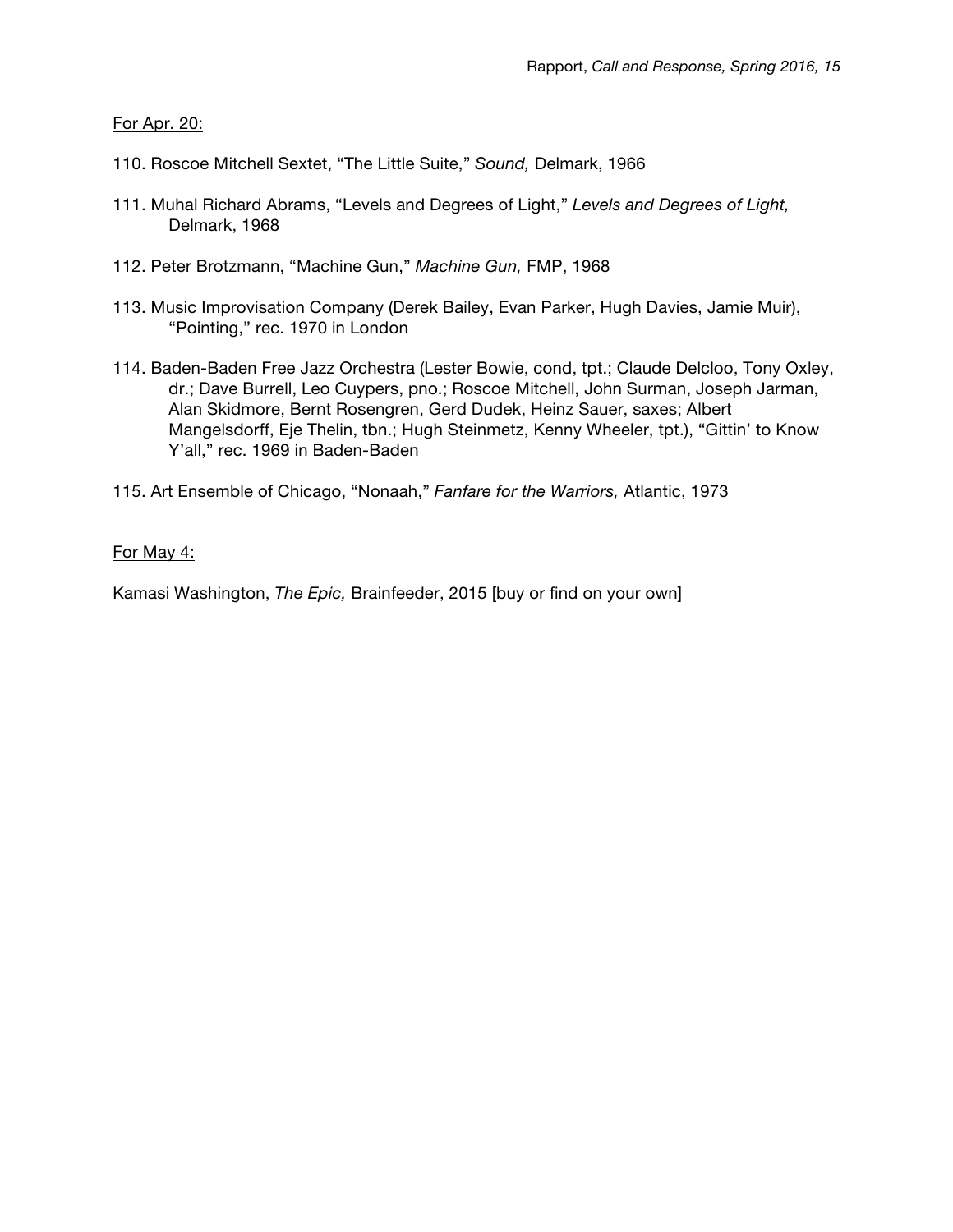<u>For Apr. 20:</u>

110. Roscoe Mitchell Sextet, "The Little Suite," *Sound,* Delmark, 1966

111. Muhal Richard Abrams, "Levels and Degrees of Light," *Levels and Degrees of Light,* Delmark, 1968

112. Peter Brotzmann, "Machine Gun," *Machine Gun,* FMP, 1968

113. Music Improvisation Company (Derek Bailey, Evan Parker, Hugh Davies, Jamie Muir), "Pointing," rec. 1970 in London

114. Baden-Baden Free Jazz Orchestra (Lester Bowie, cond, tpt.; Claude Delcloo, Tony Oxley, dr.; Dave Burrell, Leo Cuypers, pno.; Roscoe Mitchell, John Surman, Joseph Jarman, Alan Skidmore, Bernt Rosengren, Gerd Dudek, Heinz Sauer, saxes; Albert Mangelsdorff, Eje Thelin, tbn.; Hugh Steinmetz, Kenny Wheeler, tpt.), "Gittin' to Know Y'all," rec. 1969 in Baden-Baden

115. Art Ensemble of Chicago, "Nonaah," *Fanfare for the Warriors,* Atlantic, 1973

<u>For May 4:</u>

Kamasi Washington, *The Epic,* Brainfeeder, 2015 [buy or find on your own]